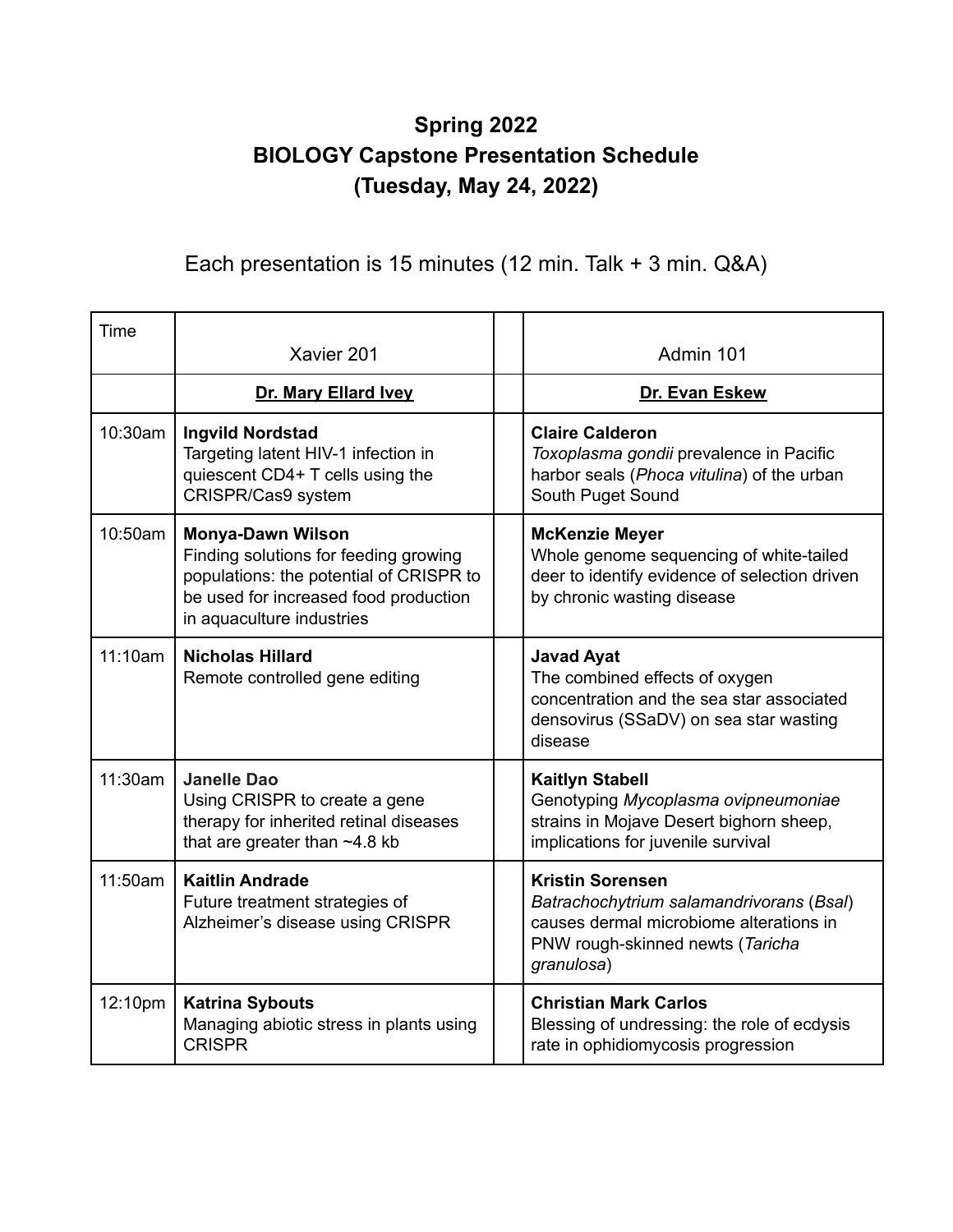# Spring 2022
# BIOLOGY Capstone Presentation Schedule
# (Tuesday, May 24, 2022)

Each presentation is 15 minutes (12 min. Talk + 3 min. Q&A)

| Time | Xavier 201 | | Admin 101 |
|---|---|---|---|
| | **Dr. Mary Ellard Ivey** | | **Dr. Evan Eskew** |
| 10:30am | **Ingvild Nordstad**<br>Targeting latent HIV-1 infection in quiescent CD4+ T cells using the CRISPR/Cas9 system | | **Claire Calderon**<br>*Toxoplasma gondii* prevalence in Pacific harbor seals (*Phoca vitulina*) of the urban South Puget Sound |
| 10:50am | **Monya-Dawn Wilson**<br>Finding solutions for feeding growing populations: the potential of CRISPR to be used for increased food production in aquaculture industries | | **McKenzie Meyer**<br>Whole genome sequencing of white-tailed deer to identify evidence of selection driven by chronic wasting disease |
| 11:10am | **Nicholas Hillard**<br>Remote controlled gene editing | | **Javad Ayat**<br>The combined effects of oxygen concentration and the sea star associated densovirus (SSaDV) on sea star wasting disease |
| 11:30am | **Janelle Dao**<br>Using CRISPR to create a gene therapy for inherited retinal diseases that are greater than ~4.8 kb | | **Kaitlyn Stabell**<br>Genotyping *Mycoplasma ovipneumoniae* strains in Mojave Desert bighorn sheep, implications for juvenile survival |
| 11:50am | **Kaitlin Andrade**<br>Future treatment strategies of Alzheimer's disease using CRISPR | | **Kristin Sorensen**<br>*Batrachochytrium salamandrivorans* (*Bsal*) causes dermal microbiome alterations in PNW rough-skinned newts (*Taricha granulosa*) |
| 12:10pm | **Katrina Sybouts**<br>Managing abiotic stress in plants using CRISPR | | **Christian Mark Carlos**<br>Blessing of undressing: the role of ecdysis rate in ophidiomycosis progression |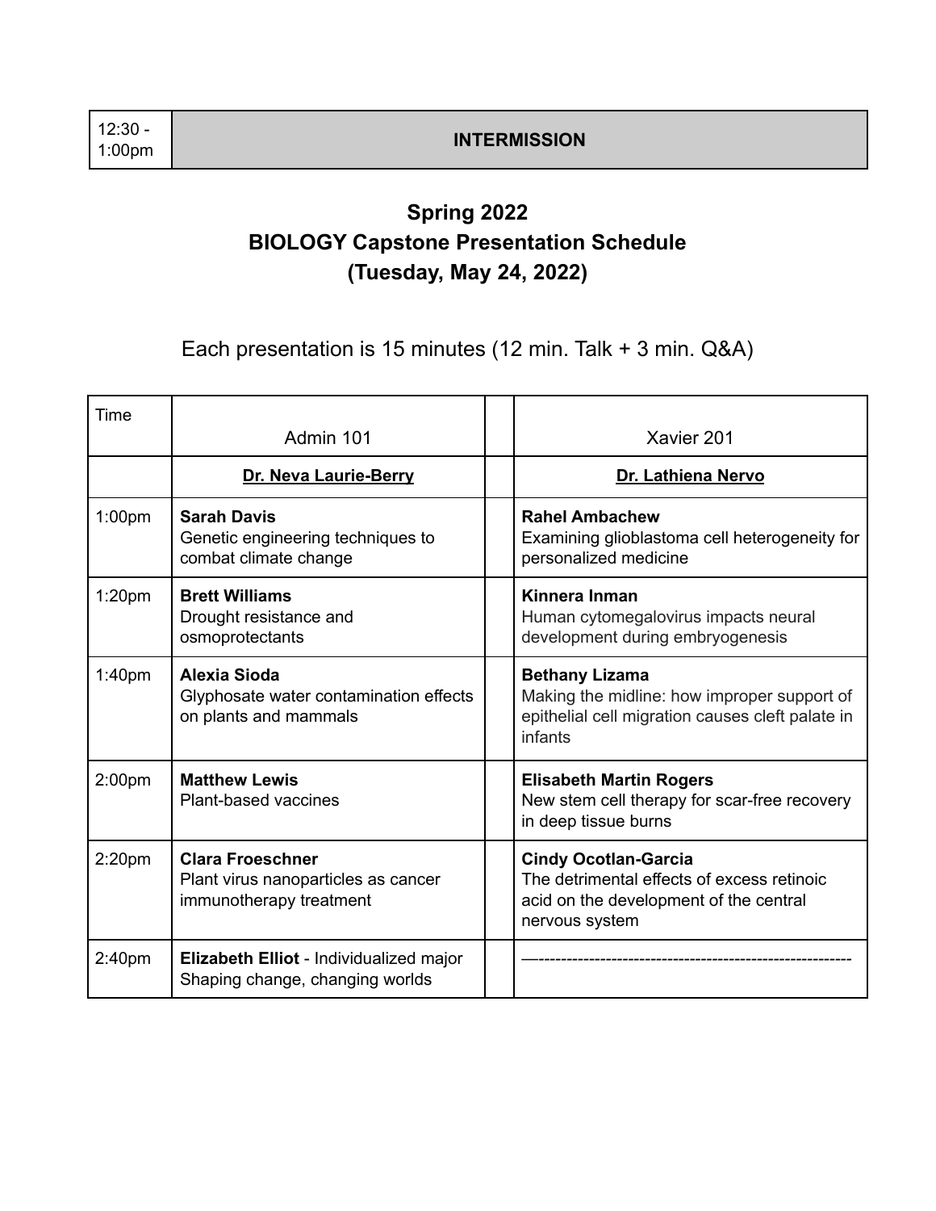| 12:30 - 1:00pm | **INTERMISSION** |
|---|---|

## Spring 2022
## BIOLOGY Capstone Presentation Schedule
## (Tuesday, May 24, 2022)

Each presentation is 15 minutes (12 min. Talk + 3 min. Q&A)

| Time | Admin 101 | | Xavier 201 |
|---|---|---|---|
| | **Dr. Neva Laurie-Berry** | | **Dr. Lathiena Nervo** |
| 1:00pm | **Sarah Davis** Genetic engineering techniques to combat climate change | | **Rahel Ambachew** Examining glioblastoma cell heterogeneity for personalized medicine |
| 1:20pm | **Brett Williams** Drought resistance and osmoprotectants | | **Kinnera Inman** Human cytomegalovirus impacts neural development during embryogenesis |
| 1:40pm | **Alexia Sioda** Glyphosate water contamination effects on plants and mammals | | **Bethany Lizama** Making the midline: how improper support of epithelial cell migration causes cleft palate in infants |
| 2:00pm | **Matthew Lewis** Plant-based vaccines | | **Elisabeth Martin Rogers** New stem cell therapy for scar-free recovery in deep tissue burns |
| 2:20pm | **Clara Froeschner** Plant virus nanoparticles as cancer immunotherapy treatment | | **Cindy Ocotlan-Garcia** The detrimental effects of excess retinoic acid on the development of the central nervous system |
| 2:40pm | **Elizabeth Elliot** - Individualized major Shaping change, changing worlds | | —------------------------------------------------------- |